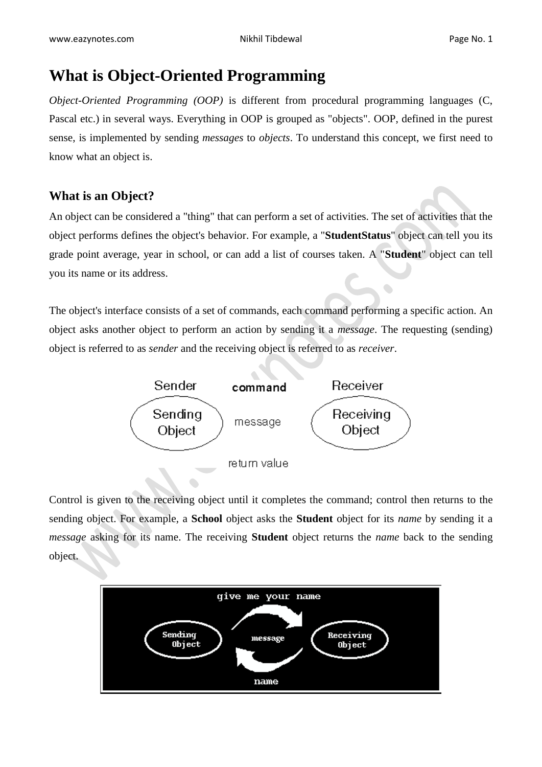# What is Object-Oriented Programming

*Object-Oriented Programming (OOP)* is different from procedural programming languages (C, Pascal etc.) in several ways. Everything in OOP is grouped as "objects". OOP, defined in the purest sense, is implemented by sending *messages* to *objects*. To understand this concept, we first need to know what an object is.

## What is an Object?

An object can be considered a "thing" that can perform a set of activities. The set of activities that the object performs defines the object's behavior. For example, a "**StudentStatus**" object can tell you its grade point average, year in school, or can add a list of courses taken. A "**Student**" object can tell you its name or its address.

The object's interface consists of a set of commands, each command performing a specific action. An object asks another object to perform an action by sending it a *message*. The requesting (sending) object is referred to as *sender* and the receiving object is referred to as *receiver*.

Control is given to the receiving object until it completes the command; control then returns to the sending object. For example, a **School** object asks the **Student** object for its *name* by sending it a *message* asking for its name. The receiving **Student** object returns the *name* back to the sending object.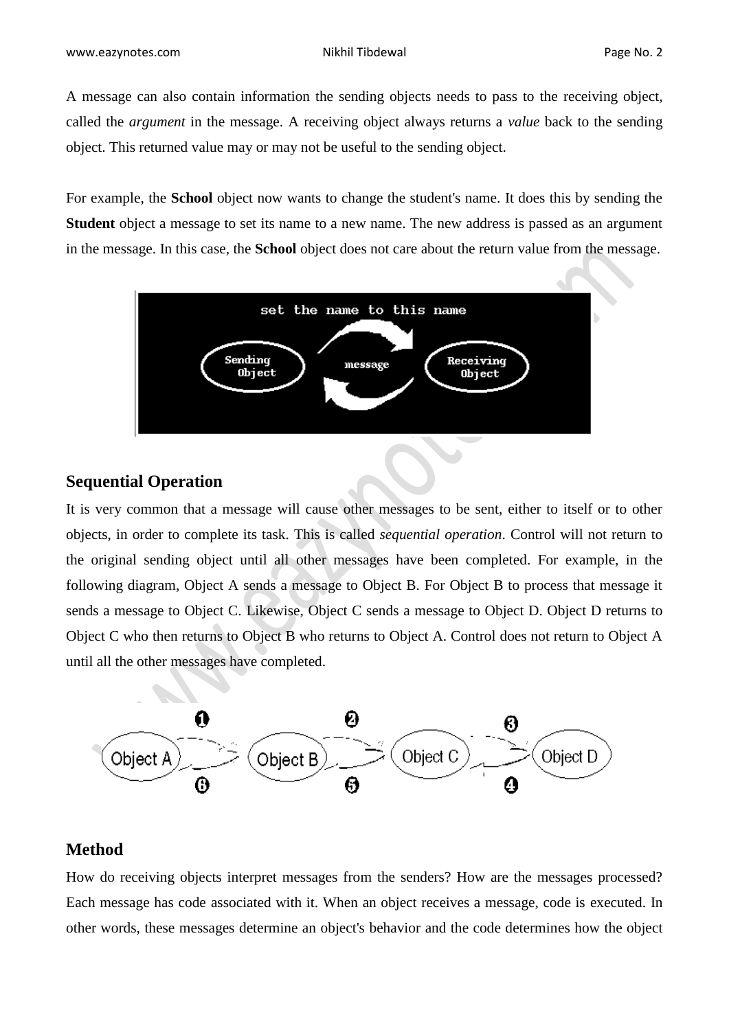A message can also contain information the sending objects needs to pass to the receiving object, called the *argument* in the message. A receiving object always returns a *value* back to the sending object. This returned value may or may not be useful to the sending object.

For example, the **School** object now wants to change the student's name. It does this by sending the **Student** object a message to set its name to a new name. The new address is passed as an argument in the message. In this case, the **School** object does not care about the return value from the message.

## Sequential Operation

It is very common that a message will cause other messages to be sent, either to itself or to other objects, in order to complete its task. This is called *sequential operation*. Control will not return to the original sending object until all other messages have been completed. For example, in the following diagram, Object A sends a message to Object B. For Object B to process that message it sends a message to Object C. Likewise, Object C sends a message to Object D. Object D returns to Object C who then returns to Object B who returns to Object A. Control does not return to Object A until all the other messages have completed.

## Method

How do receiving objects interpret messages from the senders? How are the messages processed? Each message has code associated with it. When an object receives a message, code is executed. In other words, these messages determine an object's behavior and the code determines how the object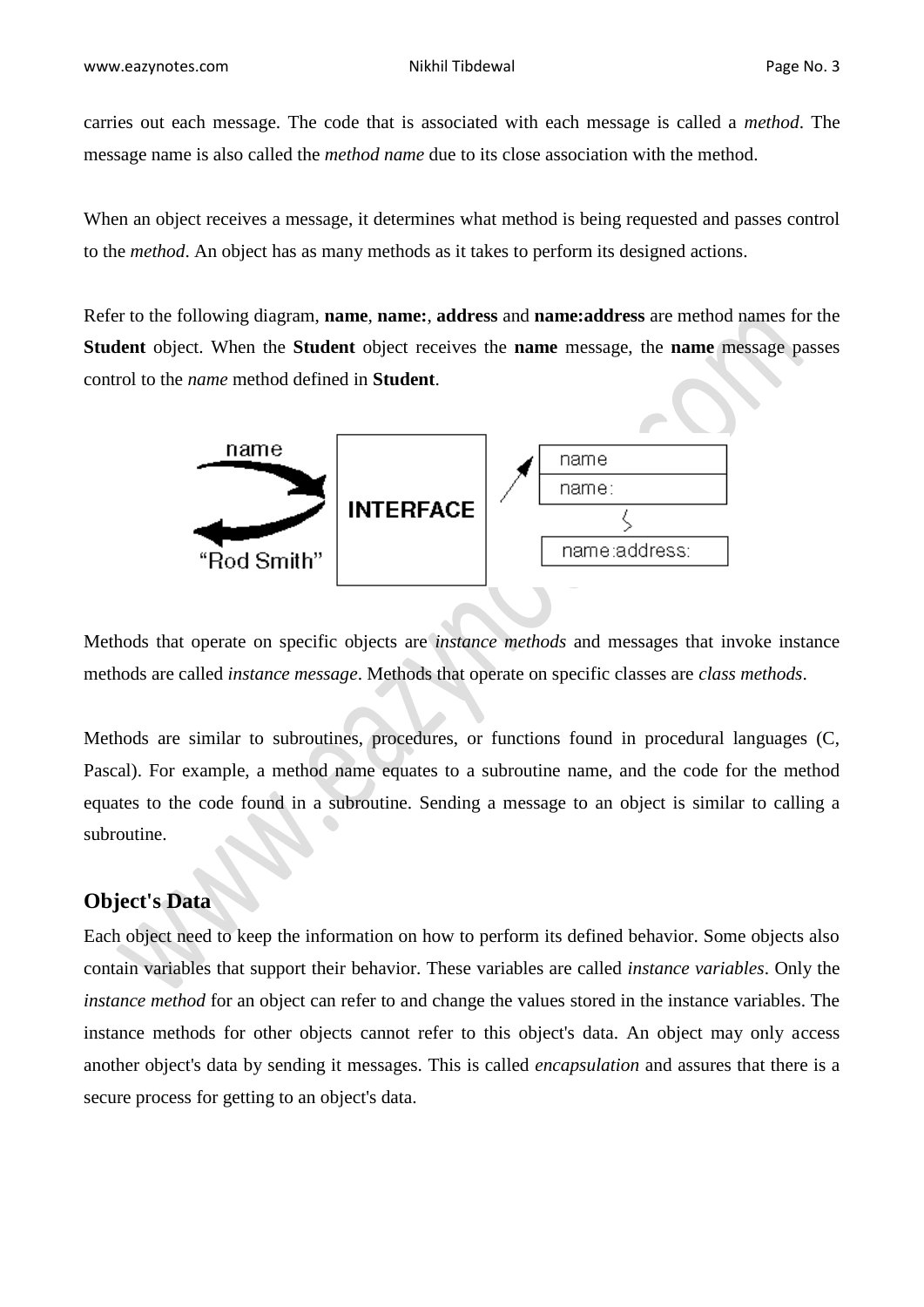carries out each message. The code that is associated with each message is called a *method*. The message name is also called the *method name* due to its close association with the method.

When an object receives a message, it determines what method is being requested and passes control to the *method*. An object has as many methods as it takes to perform its designed actions.

Refer to the following diagram, **name**, **name:**, **address** and **name:address** are method names for the **Student** object. When the **Student** object receives the **name** message, the **name** message passes control to the *name* method defined in **Student**.

Methods that operate on specific objects are *instance methods* and messages that invoke instance methods are called *instance message*. Methods that operate on specific classes are *class methods*.

Methods are similar to subroutines, procedures, or functions found in procedural languages (C, Pascal). For example, a method name equates to a subroutine name, and the code for the method equates to the code found in a subroutine. Sending a message to an object is similar to calling a subroutine.

## Object's Data

Each object need to keep the information on how to perform its defined behavior. Some objects also contain variables that support their behavior. These variables are called *instance variables*. Only the *instance method* for an object can refer to and change the values stored in the instance variables. The instance methods for other objects cannot refer to this object's data. An object may only access another object's data by sending it messages. This is called *encapsulation* and assures that there is a secure process for getting to an object's data.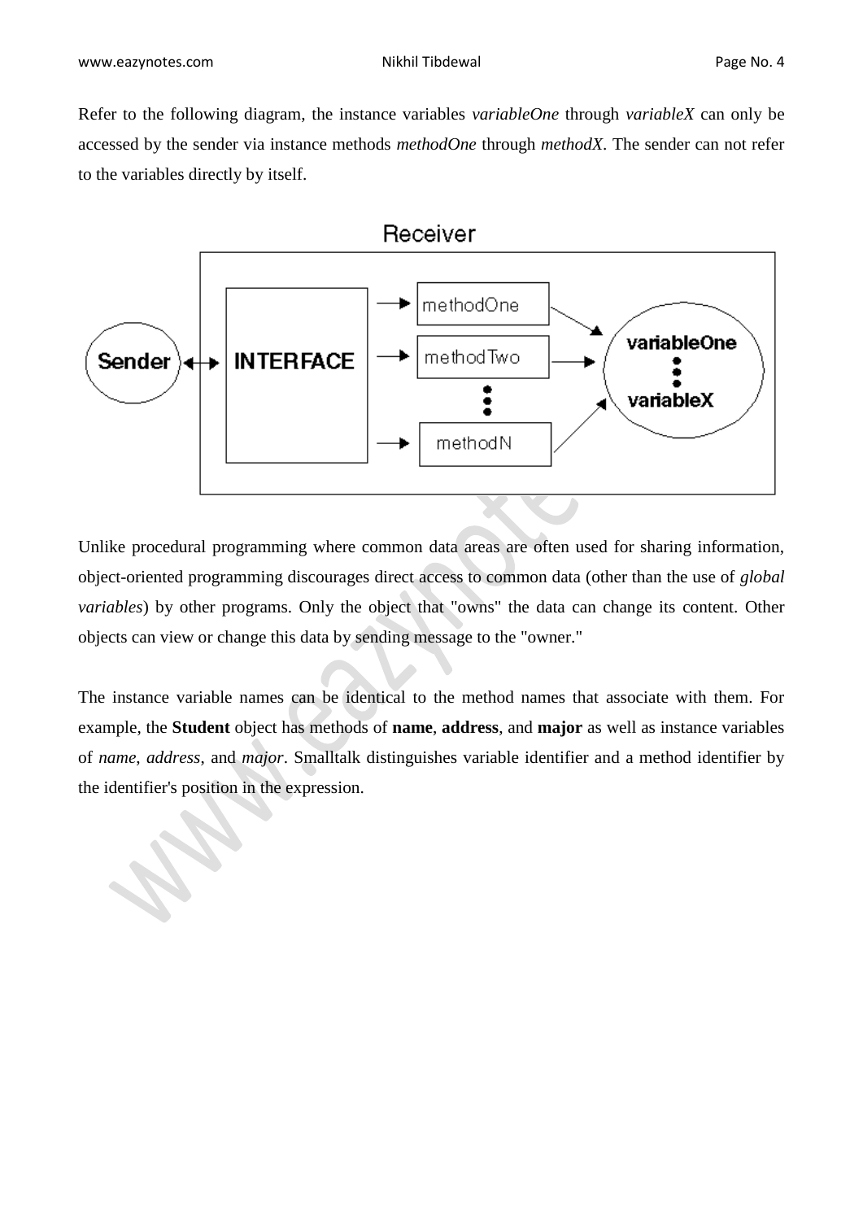Refer to the following diagram, the instance variables *variableOne* through *variableX* can only be accessed by the sender via instance methods *methodOne* through *methodX*. The sender can not refer to the variables directly by itself.

Unlike procedural programming where common data areas are often used for sharing information, object-oriented programming discourages direct access to common data (other than the use of *global variables*) by other programs. Only the object that "owns" the data can change its content. Other objects can view or change this data by sending message to the "owner."

The instance variable names can be identical to the method names that associate with them. For example, the **Student** object has methods of **name**, **address**, and **major** as well as instance variables of *name*, *address*, and *major*. Smalltalk distinguishes variable identifier and a method identifier by the identifier's position in the expression.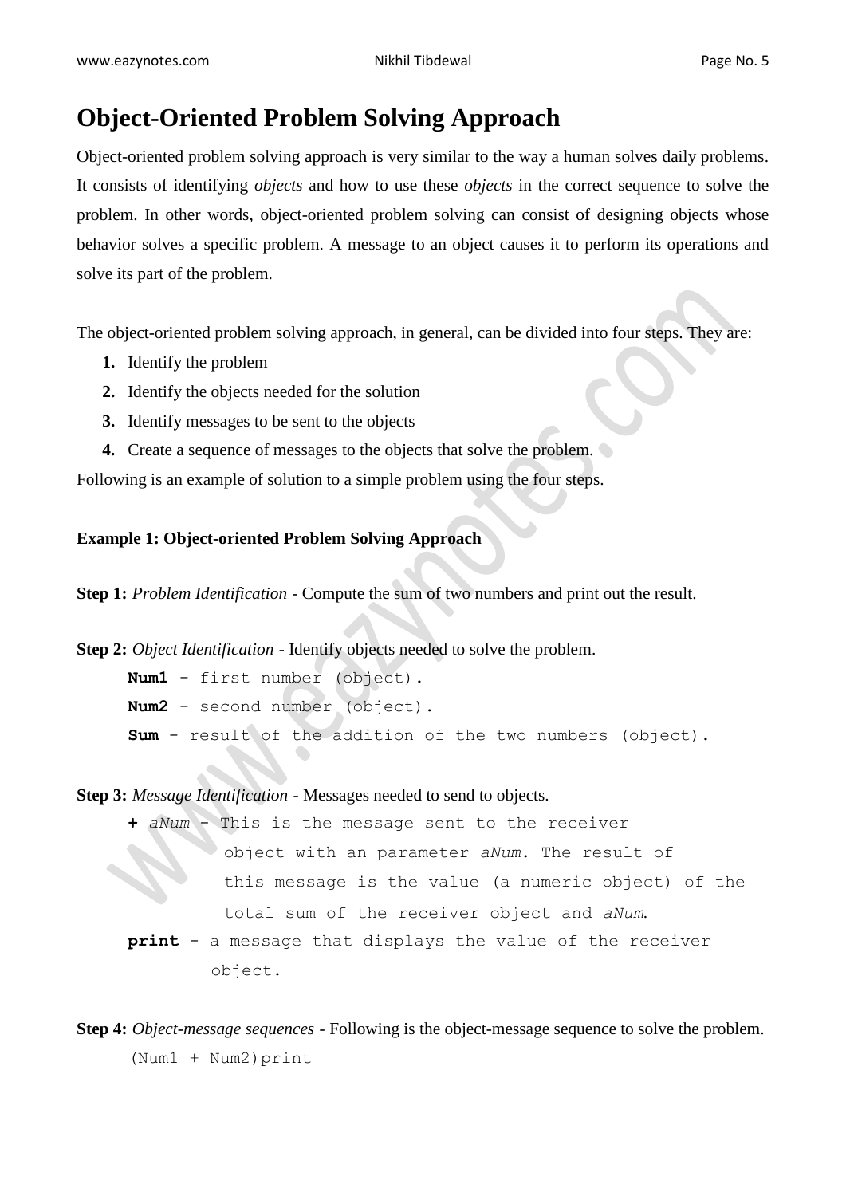# Object-Oriented Problem Solving Approach

Object-oriented problem solving approach is very similar to the way a human solves daily problems. It consists of identifying *objects* and how to use these *objects* in the correct sequence to solve the problem. In other words, object-oriented problem solving can consist of designing objects whose behavior solves a specific problem. A message to an object causes it to perform its operations and solve its part of the problem.

The object-oriented problem solving approach, in general, can be divided into four steps. They are:

1. Identify the problem
2. Identify the objects needed for the solution
3. Identify messages to be sent to the objects
4. Create a sequence of messages to the objects that solve the problem.

Following is an example of solution to a simple problem using the four steps.

**Example 1: Object-oriented Problem Solving Approach**

**Step 1:** *Problem Identification* - Compute the sum of two numbers and print out the result.

**Step 2:** *Object Identification* - Identify objects needed to solve the problem.

```
Num1 - first number (object).
Num2 - second number (object).
Sum - result of the addition of the two numbers (object).
```

**Step 3:** *Message Identification* - Messages needed to send to objects.

```
+ aNum - This is the message sent to the receiver
         object with an parameter aNum. The result of
         this message is the value (a numeric object) of the
         total sum of the receiver object and aNum.
print - a message that displays the value of the receiver
        object.
```

**Step 4:** *Object-message sequences* - Following is the object-message sequence to solve the problem.

```
(Num1 + Num2)print
```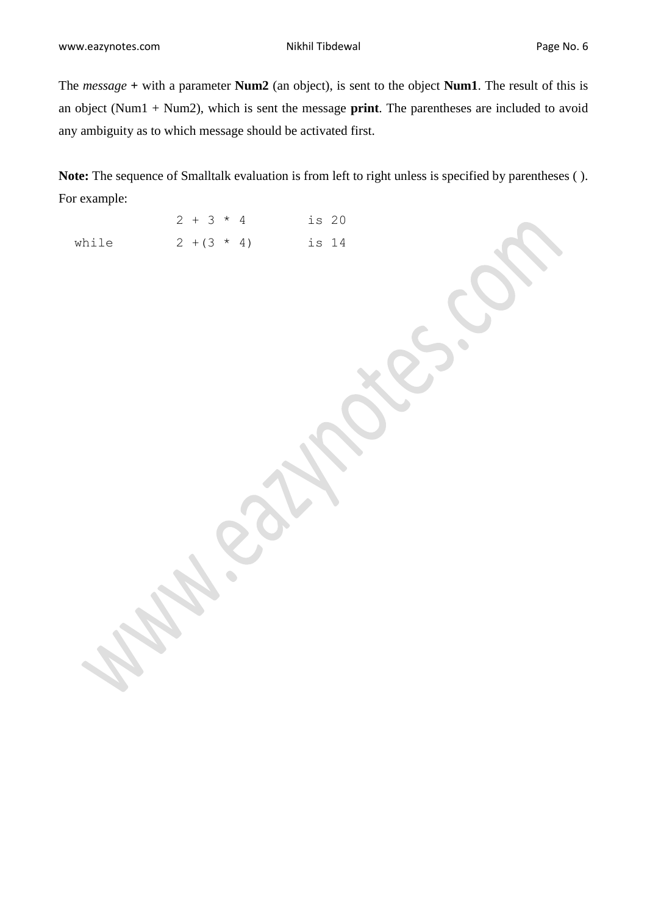The *message* **+** with a parameter **Num2** (an object), is sent to the object **Num1**. The result of this is an object (Num1 + Num2), which is sent the message **print**. The parentheses are included to avoid any ambiguity as to which message should be activated first.

**Note:** The sequence of Smalltalk evaluation is from left to right unless is specified by parentheses ( ). For example:

```
              2 + 3 * 4         is 20
  while       2 +(3 * 4)        is 14
```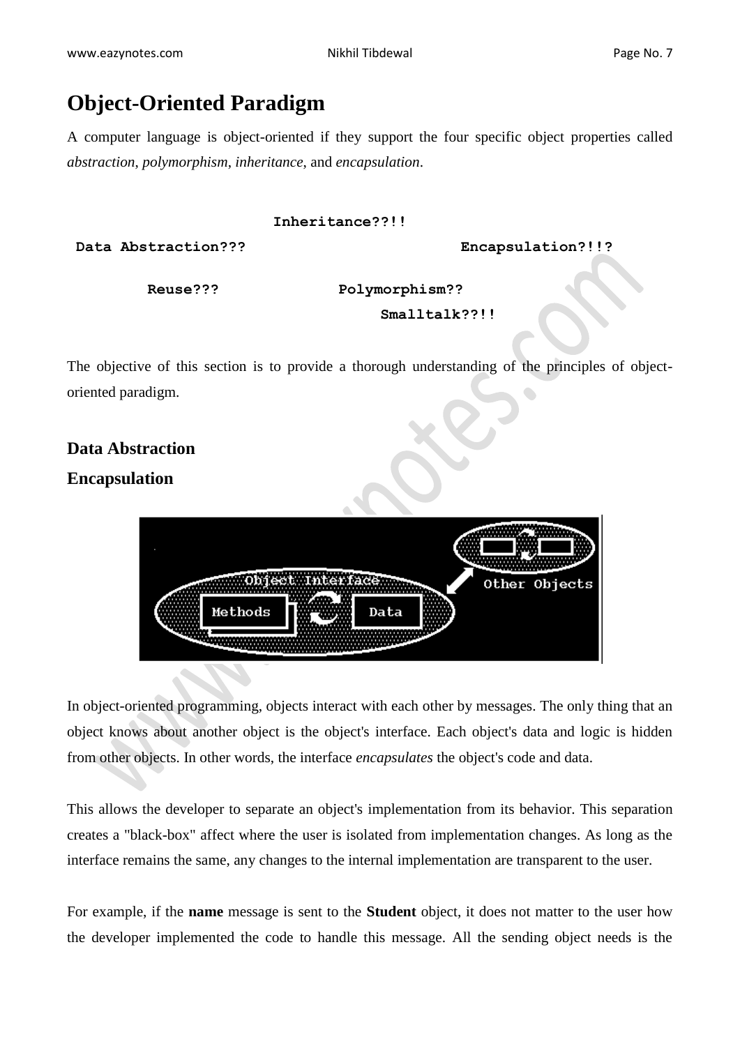# Object-Oriented Paradigm

A computer language is object-oriented if they support the four specific object properties called *abstraction*, *polymorphism*, *inheritance*, and *encapsulation*.

**Inheritance??!!**

**Data Abstraction???** **Encapsulation?!!?**

**Reuse???** **Polymorphism??**

**Smalltalk??!!**

The objective of this section is to provide a thorough understanding of the principles of object-oriented paradigm.

## Data Abstraction

## Encapsulation

In object-oriented programming, objects interact with each other by messages. The only thing that an object knows about another object is the object's interface. Each object's data and logic is hidden from other objects. In other words, the interface *encapsulates* the object's code and data.

This allows the developer to separate an object's implementation from its behavior. This separation creates a "black-box" affect where the user is isolated from implementation changes. As long as the interface remains the same, any changes to the internal implementation are transparent to the user.

For example, if the **name** message is sent to the **Student** object, it does not matter to the user how the developer implemented the code to handle this message. All the sending object needs is the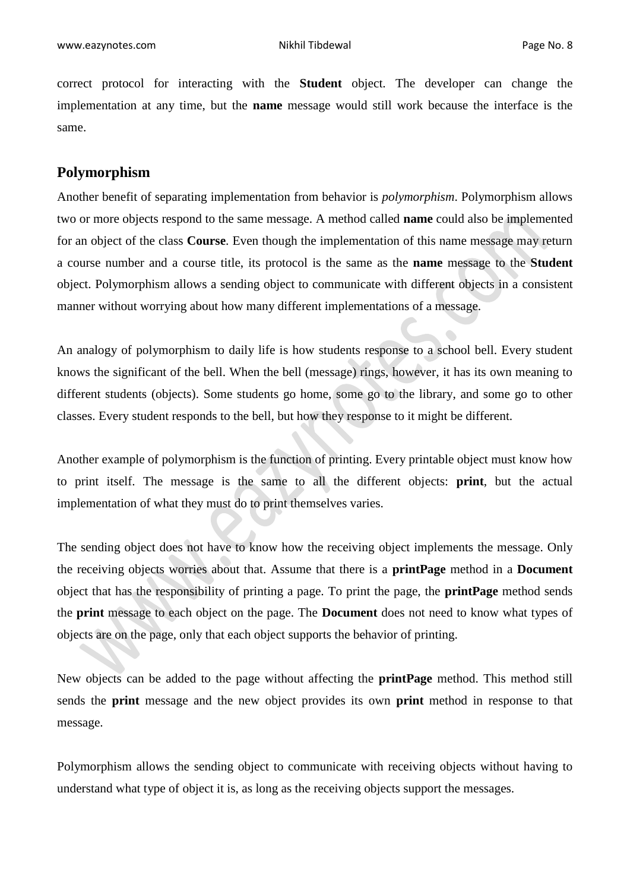correct protocol for interacting with the **Student** object. The developer can change the implementation at any time, but the **name** message would still work because the interface is the same.

## Polymorphism

Another benefit of separating implementation from behavior is *polymorphism*. Polymorphism allows two or more objects respond to the same message. A method called **name** could also be implemented for an object of the class **Course**. Even though the implementation of this name message may return a course number and a course title, its protocol is the same as the **name** message to the **Student** object. Polymorphism allows a sending object to communicate with different objects in a consistent manner without worrying about how many different implementations of a message.

An analogy of polymorphism to daily life is how students response to a school bell. Every student knows the significant of the bell. When the bell (message) rings, however, it has its own meaning to different students (objects). Some students go home, some go to the library, and some go to other classes. Every student responds to the bell, but how they response to it might be different.

Another example of polymorphism is the function of printing. Every printable object must know how to print itself. The message is the same to all the different objects: **print**, but the actual implementation of what they must do to print themselves varies.

The sending object does not have to know how the receiving object implements the message. Only the receiving objects worries about that. Assume that there is a **printPage** method in a **Document** object that has the responsibility of printing a page. To print the page, the **printPage** method sends the **print** message to each object on the page. The **Document** does not need to know what types of objects are on the page, only that each object supports the behavior of printing.

New objects can be added to the page without affecting the **printPage** method. This method still sends the **print** message and the new object provides its own **print** method in response to that message.

Polymorphism allows the sending object to communicate with receiving objects without having to understand what type of object it is, as long as the receiving objects support the messages.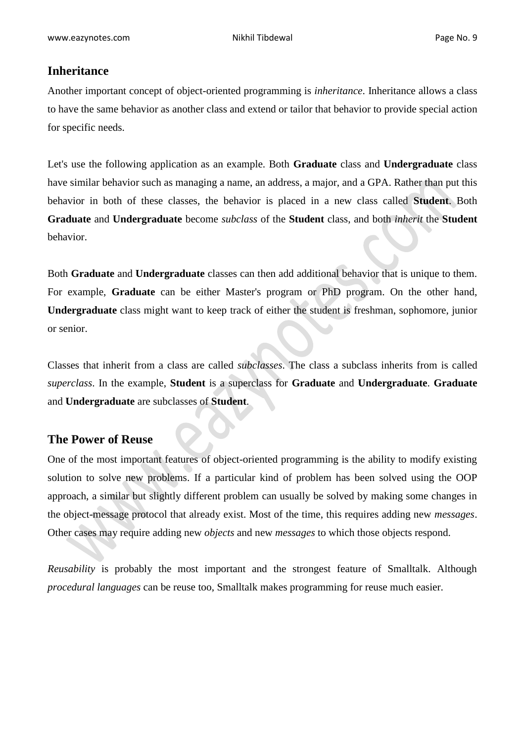## Inheritance

Another important concept of object-oriented programming is *inheritance*. Inheritance allows a class to have the same behavior as another class and extend or tailor that behavior to provide special action for specific needs.

Let's use the following application as an example. Both **Graduate** class and **Undergraduate** class have similar behavior such as managing a name, an address, a major, and a GPA. Rather than put this behavior in both of these classes, the behavior is placed in a new class called **Student**. Both **Graduate** and **Undergraduate** become *subclass* of the **Student** class, and both *inherit* the **Student** behavior.

Both **Graduate** and **Undergraduate** classes can then add additional behavior that is unique to them. For example, **Graduate** can be either Master's program or PhD program. On the other hand, **Undergraduate** class might want to keep track of either the student is freshman, sophomore, junior or senior.

Classes that inherit from a class are called *subclasses*. The class a subclass inherits from is called *superclass*. In the example, **Student** is a superclass for **Graduate** and **Undergraduate**. **Graduate** and **Undergraduate** are subclasses of **Student**.

## The Power of Reuse

One of the most important features of object-oriented programming is the ability to modify existing solution to solve new problems. If a particular kind of problem has been solved using the OOP approach, a similar but slightly different problem can usually be solved by making some changes in the object-message protocol that already exist. Most of the time, this requires adding new *messages*. Other cases may require adding new *objects* and new *messages* to which those objects respond.

*Reusability* is probably the most important and the strongest feature of Smalltalk. Although *procedural languages* can be reuse too, Smalltalk makes programming for reuse much easier.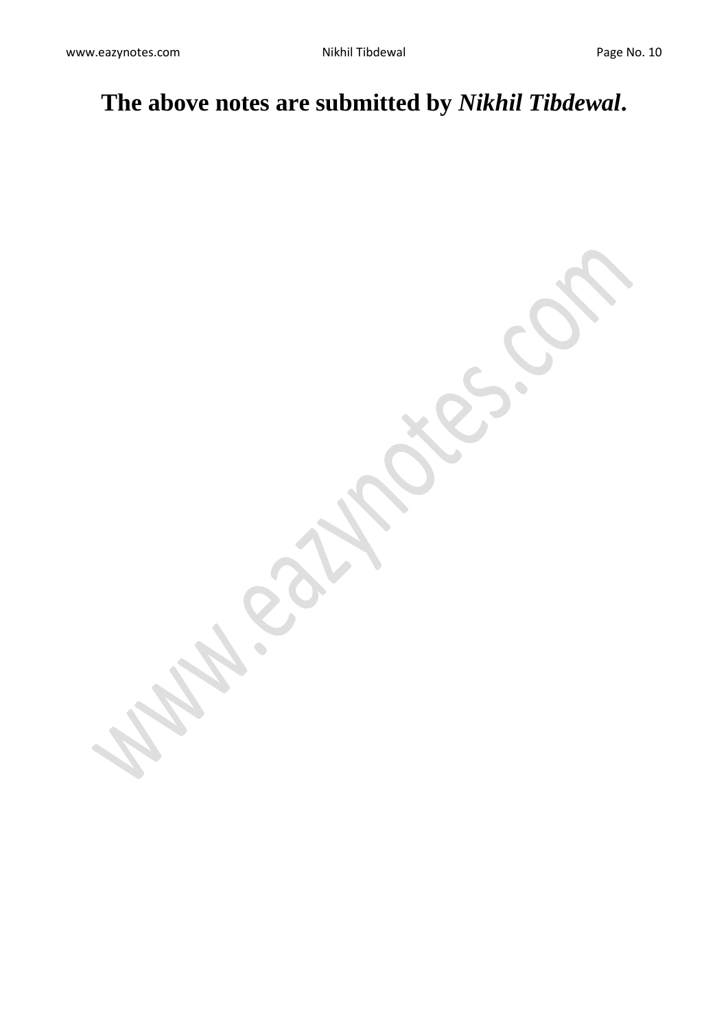# The above notes are submitted by *Nikhil Tibdewal*.